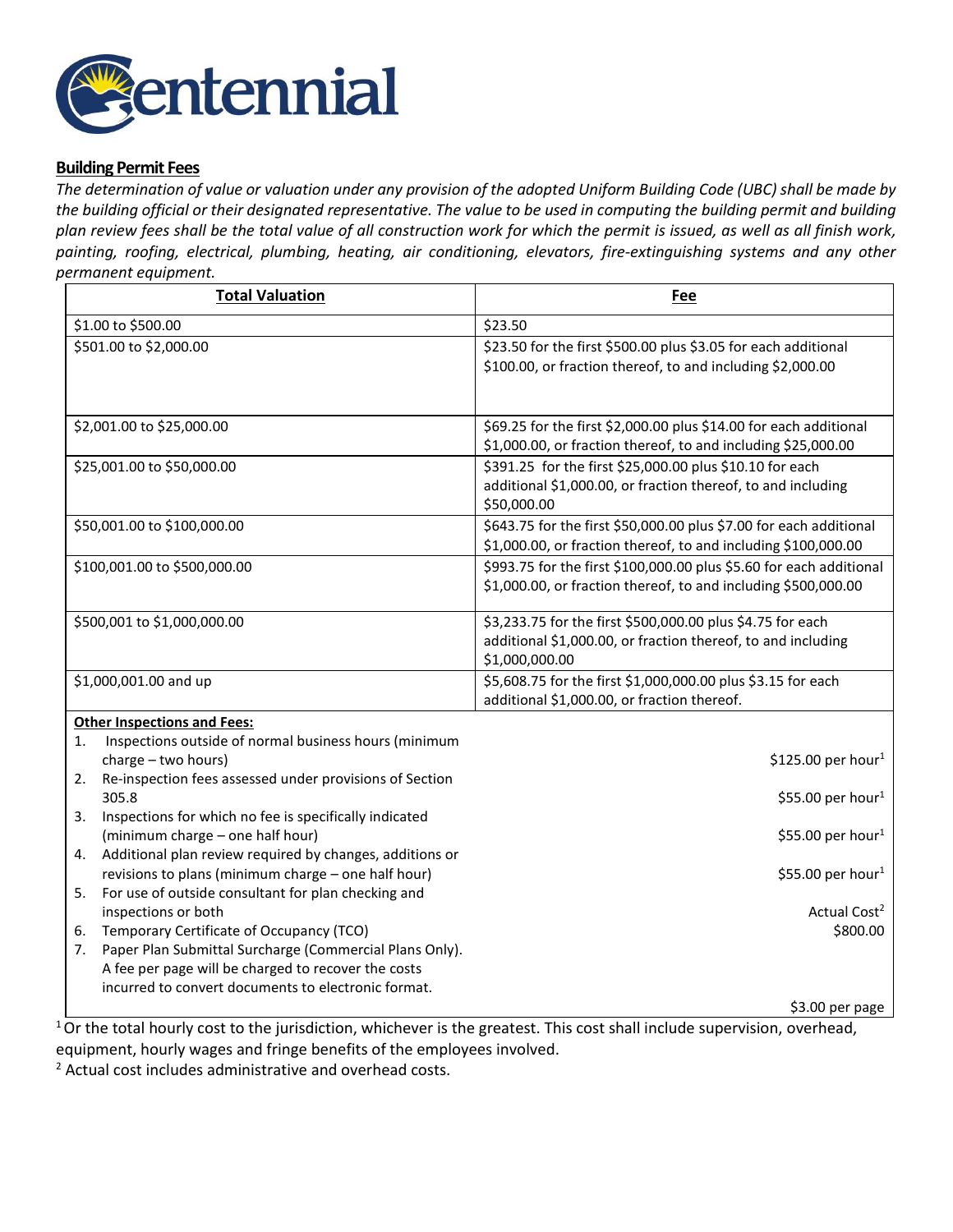Centennial

## Building Permit Fees

*The determination of value or valuation under any provision of the adopted Uniform Building Code (UBC) shall be made by the building official or their designated representative. The value to be used in computing the building permit and building plan review fees shall be the total value of all construction work for which the permit is issued, as well as all finish work, painting, roofing, electrical, plumbing, heating, air conditioning, elevators, fire-extinguishing systems and any other permanent equipment.*

| Total Valuation | Fee |
|---|---|
| $1.00 to $500.00 | $23.50 |
| $501.00 to $2,000.00 | $23.50 for the first $500.00 plus $3.05 for each additional $100.00, or fraction thereof, to and including $2,000.00 |
| $2,001.00 to $25,000.00 | $69.25 for the first $2,000.00 plus $14.00 for each additional $1,000.00, or fraction thereof, to and including $25,000.00 |
| $25,001.00 to $50,000.00 | $391.25 for the first $25,000.00 plus $10.10 for each additional $1,000.00, or fraction thereof, to and including $50,000.00 |
| $50,001.00 to $100,000.00 | $643.75 for the first $50,000.00 plus $7.00 for each additional $1,000.00, or fraction thereof, to and including $100,000.00 |
| $100,001.00 to $500,000.00 | $993.75 for the first $100,000.00 plus $5.60 for each additional $1,000.00, or fraction thereof, to and including $500,000.00 |
| $500,001 to $1,000,000.00 | $3,233.75 for the first $500,000.00 plus $4.75 for each additional $1,000.00, or fraction thereof, to and including $1,000,000.00 |
| $1,000,001.00 and up | $5,608.75 for the first $1,000,000.00 plus $3.15 for each additional $1,000.00, or fraction thereof. |

**Other Inspections and Fees:**

| Item | Fee |
|---|---|
| 1. Inspections outside of normal business hours (minimum charge – two hours) | $125.00 per hour[1] |
| 2. Re-inspection fees assessed under provisions of Section 305.8 | $55.00 per hour[1] |
| 3. Inspections for which no fee is specifically indicated (minimum charge – one half hour) | $55.00 per hour[1] |
| 4. Additional plan review required by changes, additions or revisions to plans (minimum charge – one half hour) | $55.00 per hour[1] |
| 5. For use of outside consultant for plan checking and inspections or both | Actual Cost[2] |
| 6. Temporary Certificate of Occupancy (TCO) | $800.00 |
| 7. Paper Plan Submittal Surcharge (Commercial Plans Only). A fee per page will be charged to recover the costs incurred to convert documents to electronic format. | $3.00 per page |

[1] Or the total hourly cost to the jurisdiction, whichever is the greatest. This cost shall include supervision, overhead, equipment, hourly wages and fringe benefits of the employees involved.

[2] Actual cost includes administrative and overhead costs.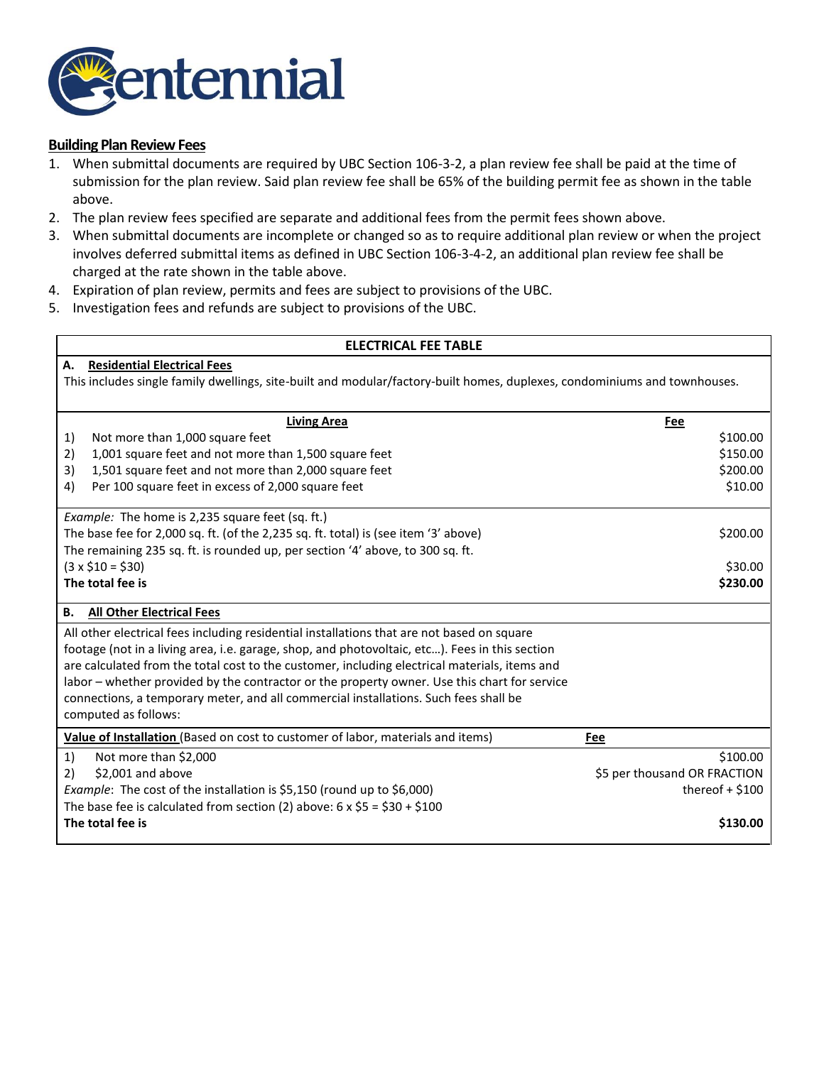Centennial

## Building Plan Review Fees

1. When submittal documents are required by UBC Section 106-3-2, a plan review fee shall be paid at the time of submission for the plan review. Said plan review fee shall be 65% of the building permit fee as shown in the table above.
2. The plan review fees specified are separate and additional fees from the permit fees shown above.
3. When submittal documents are incomplete or changed so as to require additional plan review or when the project involves deferred submittal items as defined in UBC Section 106-3-4-2, an additional plan review fee shall be charged at the rate shown in the table above.
4. Expiration of plan review, permits and fees are subject to provisions of the UBC.
5. Investigation fees and refunds are subject to provisions of the UBC.

## ELECTRICAL FEE TABLE

### A. Residential Electrical Fees

This includes single family dwellings, site-built and modular/factory-built homes, duplexes, condominiums and townhouses.

| Living Area | Fee |
|---|---|
| 1) Not more than 1,000 square feet | $100.00 |
| 2) 1,001 square feet and not more than 1,500 square feet | $150.00 |
| 3) 1,501 square feet and not more than 2,000 square feet | $200.00 |
| 4) Per 100 square feet in excess of 2,000 square feet | $10.00 |

| | |
|---|---|
| *Example:* The home is 2,235 square feet (sq. ft.) | |
| The base fee for 2,000 sq. ft. (of the 2,235 sq. ft. total) is (see item '3' above) | $200.00 |
| The remaining 235 sq. ft. is rounded up, per section '4' above, to 300 sq. ft. (3 x $10 = $30) | $30.00 |
| **The total fee is** | **$230.00** |

### B. All Other Electrical Fees

All other electrical fees including residential installations that are not based on square footage (not in a living area, i.e. garage, shop, and photovoltaic, etc…). Fees in this section are calculated from the total cost to the customer, including electrical materials, items and labor – whether provided by the contractor or the property owner. Use this chart for service connections, a temporary meter, and all commercial installations. Such fees shall be computed as follows:

| Value of Installation (Based on cost to customer of labor, materials and items) | Fee |
|---|---|
| 1) Not more than $2,000 | $100.00 |
| 2) $2,001 and above | $5 per thousand OR FRACTION thereof + $100 |
| *Example*: The cost of the installation is $5,150 (round up to $6,000) | |
| The base fee is calculated from section (2) above: 6 x $5 = $30 + $100 | |
| **The total fee is** | **$130.00** |